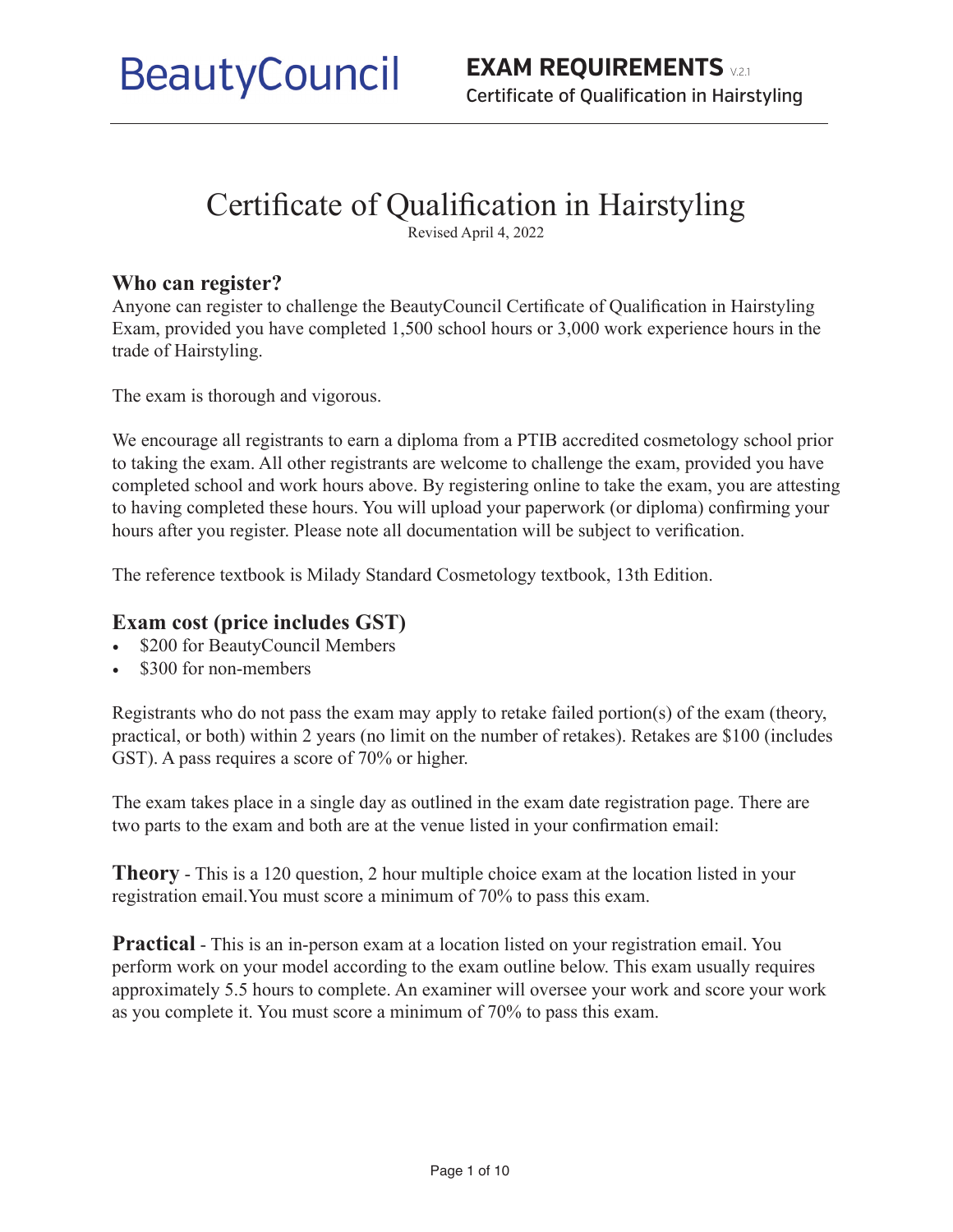# Certificate of Qualification in Hairstyling

Revised April 4, 2022

## Who can register?

Anyone can register to challenge the BeautyCouncil Certificate of Qualification in Hairstyling Exam, provided you have completed 1,500 school hours or 3,000 work experience hours in the trade of Hairstyling.

The exam is thorough and vigorous.

We encourage all registrants to earn a diploma from a PTIB accredited cosmetology school prior to taking the exam. All other registrants are welcome to challenge the exam, provided you have completed school and work hours above. By registering online to take the exam, you are attesting to having completed these hours. You will upload your paperwork (or diploma) confirming your hours after you register. Please note all documentation will be subject to verification.

The reference textbook is Milady Standard Cosmetology textbook, 13th Edition.

## Exam cost (price includes GST)

- $200 for BeautyCouncil Members
- $300 for non-members

Registrants who do not pass the exam may apply to retake failed portion(s) of the exam (theory, practical, or both) within 2 years (no limit on the number of retakes). Retakes are $100 (includes GST). A pass requires a score of 70% or higher.

The exam takes place in a single day as outlined in the exam date registration page. There are two parts to the exam and both are at the venue listed in your confirmation email:

**Theory** - This is a 120 question, 2 hour multiple choice exam at the location listed in your registration email.You must score a minimum of 70% to pass this exam.

**Practical** - This is an in-person exam at a location listed on your registration email. You perform work on your model according to the exam outline below. This exam usually requires approximately 5.5 hours to complete. An examiner will oversee your work and score your work as you complete it. You must score a minimum of 70% to pass this exam.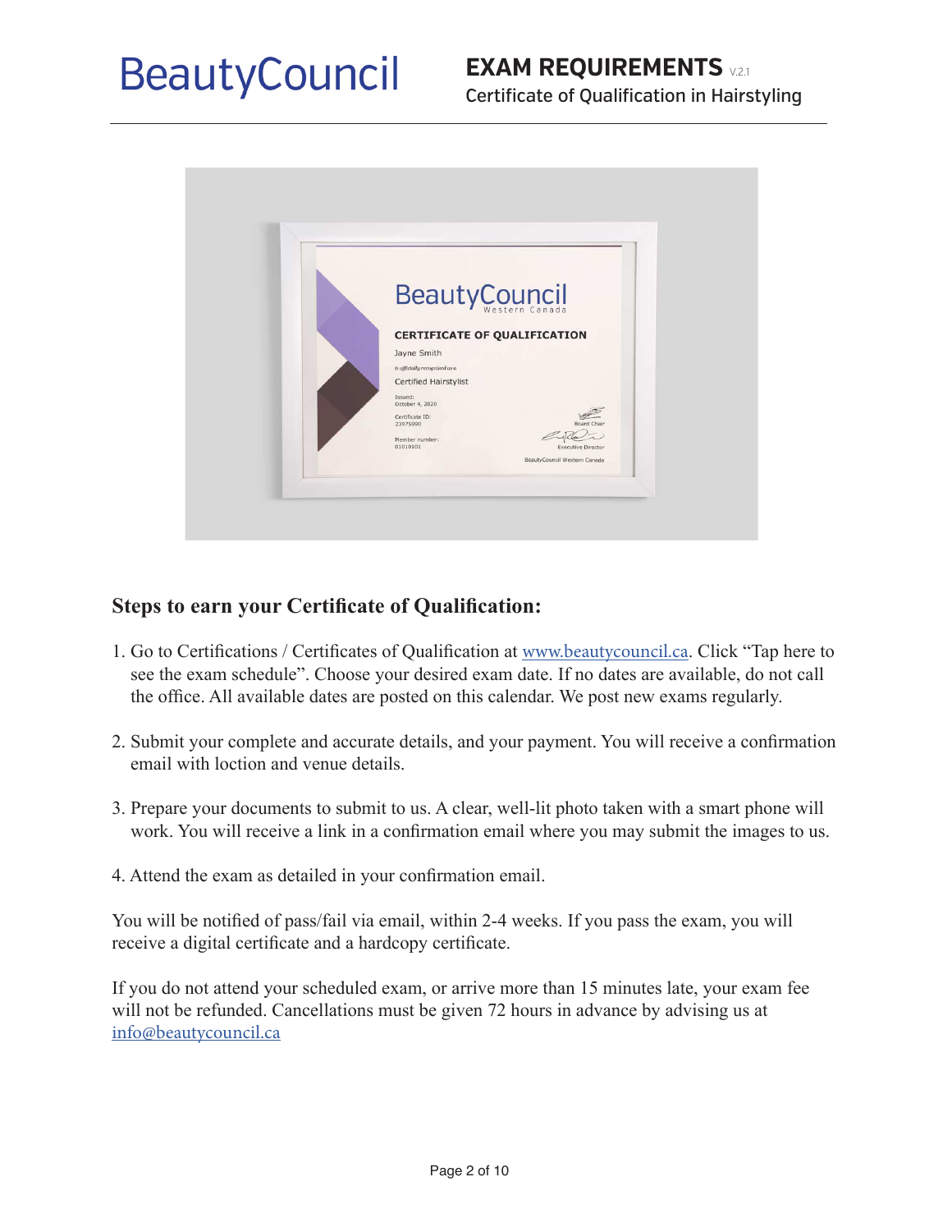## Steps to earn your Certificate of Qualification:

1. Go to Certifications / Certificates of Qualification at www.beautycouncil.ca. Click “Tap here to see the exam schedule”. Choose your desired exam date. If no dates are available, do not call the office. All available dates are posted on this calendar. We post new exams regularly.

2. Submit your complete and accurate details, and your payment. You will receive a confirmation email with loction and venue details.

3. Prepare your documents to submit to us. A clear, well-lit photo taken with a smart phone will work. You will receive a link in a confirmation email where you may submit the images to us.

4. Attend the exam as detailed in your confirmation email.

You will be notified of pass/fail via email, within 2-4 weeks. If you pass the exam, you will receive a digital certificate and a hardcopy certificate.

If you do not attend your scheduled exam, or arrive more than 15 minutes late, your exam fee will not be refunded. Cancellations must be given 72 hours in advance by advising us at info@beautycouncil.ca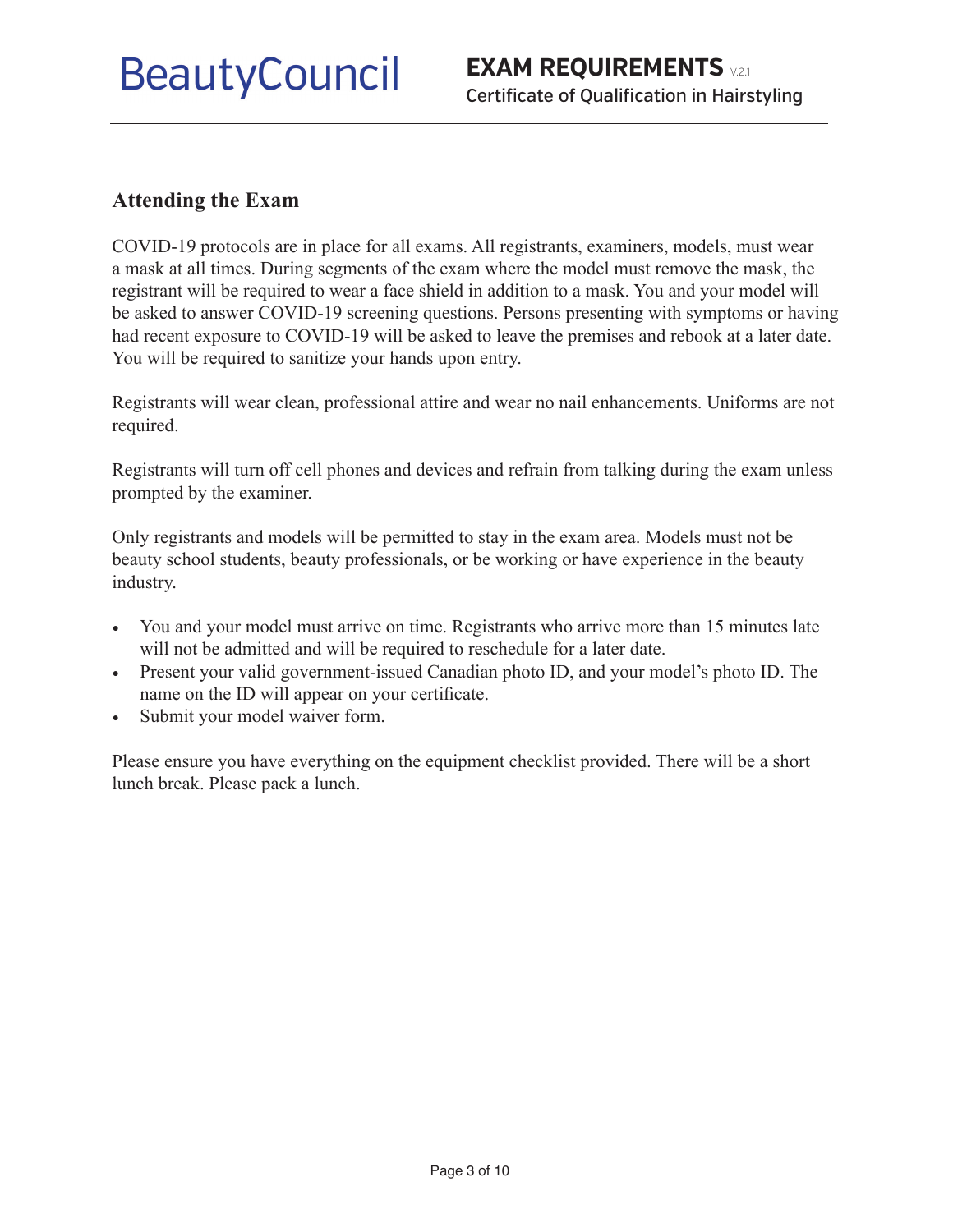## Attending the Exam

COVID-19 protocols are in place for all exams. All registrants, examiners, models, must wear a mask at all times. During segments of the exam where the model must remove the mask, the registrant will be required to wear a face shield in addition to a mask. You and your model will be asked to answer COVID-19 screening questions. Persons presenting with symptoms or having had recent exposure to COVID-19 will be asked to leave the premises and rebook at a later date. You will be required to sanitize your hands upon entry.

Registrants will wear clean, professional attire and wear no nail enhancements. Uniforms are not required.

Registrants will turn off cell phones and devices and refrain from talking during the exam unless prompted by the examiner.

Only registrants and models will be permitted to stay in the exam area. Models must not be beauty school students, beauty professionals, or be working or have experience in the beauty industry.

- You and your model must arrive on time. Registrants who arrive more than 15 minutes late will not be admitted and will be required to reschedule for a later date.
- Present your valid government-issued Canadian photo ID, and your model's photo ID. The name on the ID will appear on your certificate.
- Submit your model waiver form.

Please ensure you have everything on the equipment checklist provided. There will be a short lunch break. Please pack a lunch.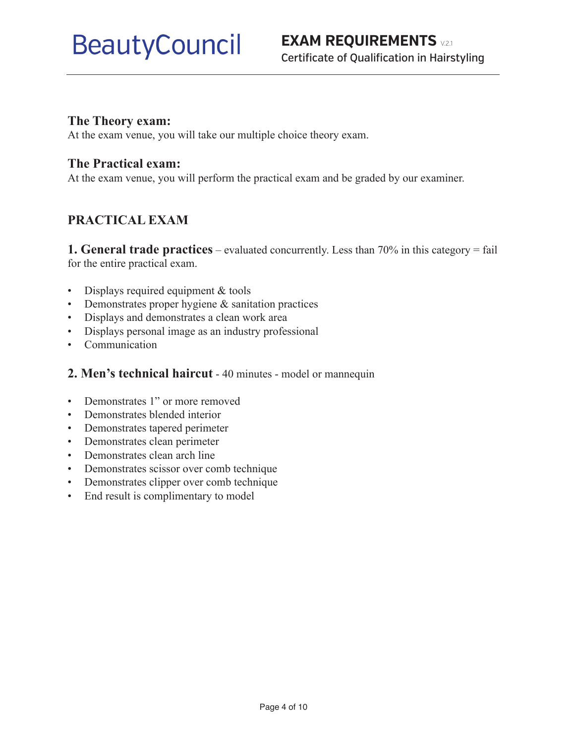## The Theory exam:

At the exam venue, you will take our multiple choice theory exam.

## The Practical exam:

At the exam venue, you will perform the practical exam and be graded by our examiner.

## PRACTICAL EXAM

**1. General trade practices** – evaluated concurrently. Less than 70% in this category = fail for the entire practical exam.

- Displays required equipment & tools
- Demonstrates proper hygiene & sanitation practices
- Displays and demonstrates a clean work area
- Displays personal image as an industry professional
- Communication

**2. Men's technical haircut** - 40 minutes - model or mannequin

- Demonstrates 1" or more removed
- Demonstrates blended interior
- Demonstrates tapered perimeter
- Demonstrates clean perimeter
- Demonstrates clean arch line
- Demonstrates scissor over comb technique
- Demonstrates clipper over comb technique
- End result is complimentary to model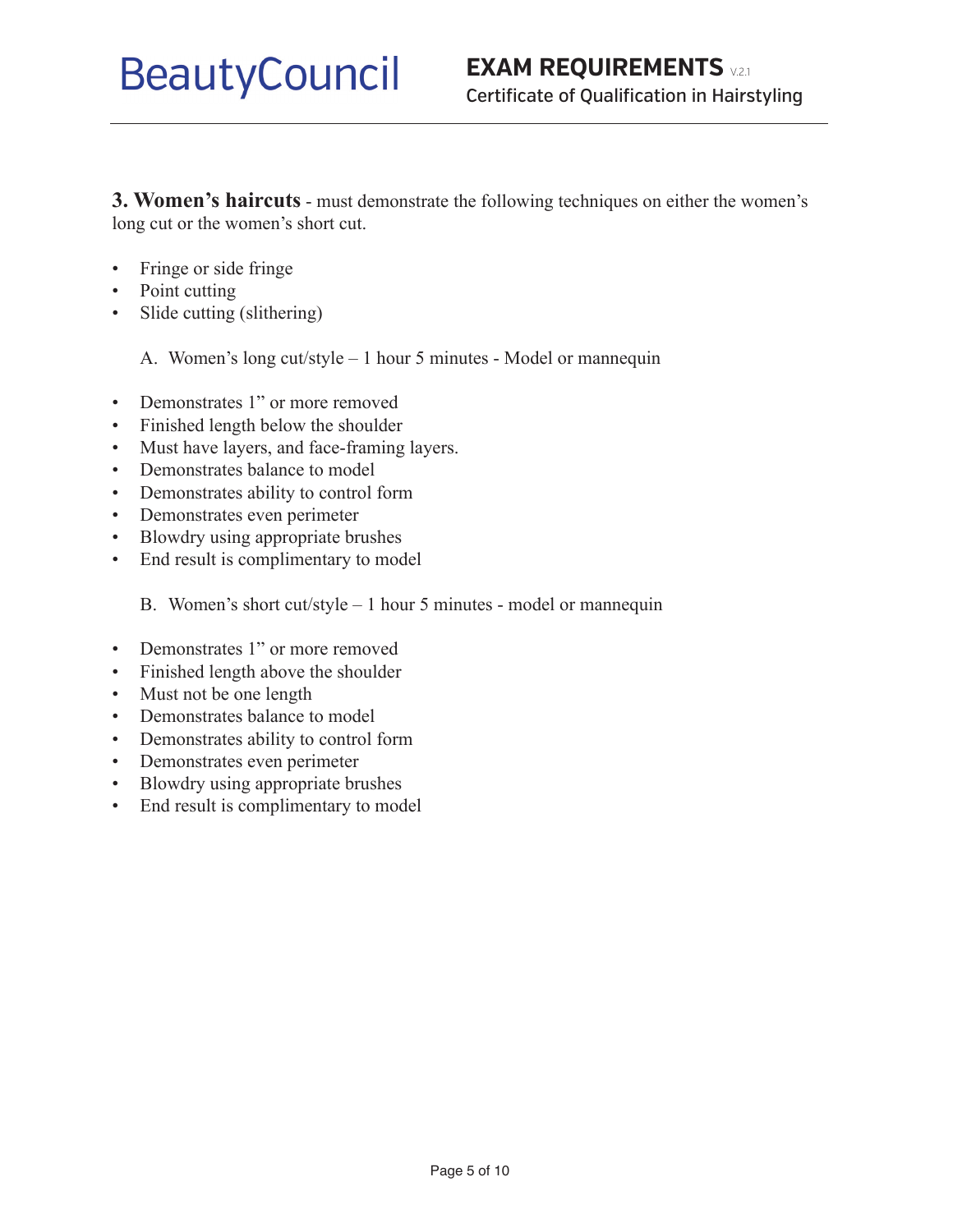**3. Women's haircuts** - must demonstrate the following techniques on either the women's long cut or the women's short cut.

- Fringe or side fringe
- Point cutting
- Slide cutting (slithering)

A. Women's long cut/style – 1 hour 5 minutes - Model or mannequin

- Demonstrates 1" or more removed
- Finished length below the shoulder
- Must have layers, and face-framing layers.
- Demonstrates balance to model
- Demonstrates ability to control form
- Demonstrates even perimeter
- Blowdry using appropriate brushes
- End result is complimentary to model

B. Women's short cut/style – 1 hour 5 minutes - model or mannequin

- Demonstrates 1" or more removed
- Finished length above the shoulder
- Must not be one length
- Demonstrates balance to model
- Demonstrates ability to control form
- Demonstrates even perimeter
- Blowdry using appropriate brushes
- End result is complimentary to model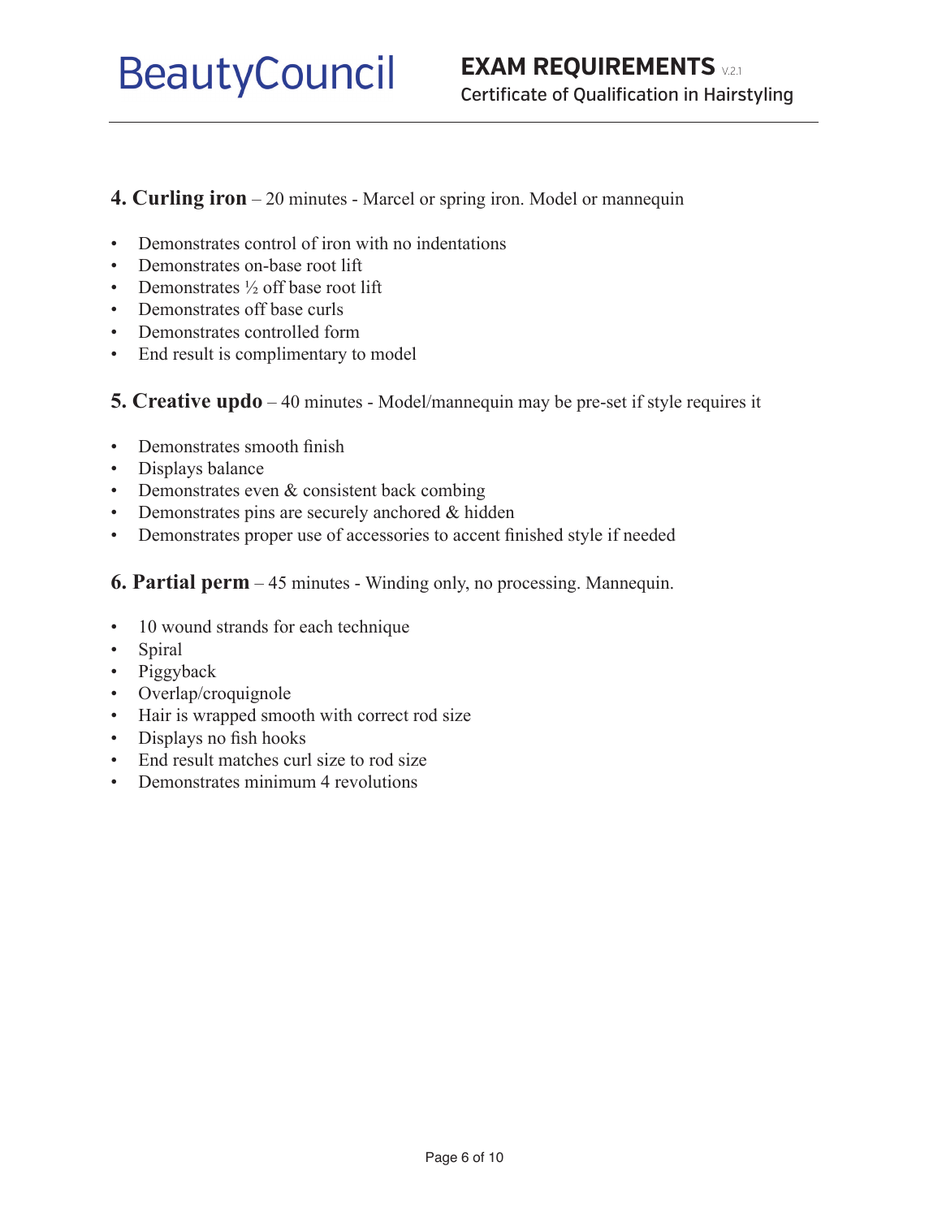**4. Curling iron** – 20 minutes - Marcel or spring iron. Model or mannequin

- Demonstrates control of iron with no indentations
- Demonstrates on-base root lift
- Demonstrates ½ off base root lift
- Demonstrates off base curls
- Demonstrates controlled form
- End result is complimentary to model

**5. Creative updo** – 40 minutes - Model/mannequin may be pre-set if style requires it

- Demonstrates smooth finish
- Displays balance
- Demonstrates even & consistent back combing
- Demonstrates pins are securely anchored & hidden
- Demonstrates proper use of accessories to accent finished style if needed

**6. Partial perm** – 45 minutes - Winding only, no processing. Mannequin.

- 10 wound strands for each technique
- Spiral
- Piggyback
- Overlap/croquignole
- Hair is wrapped smooth with correct rod size
- Displays no fish hooks
- End result matches curl size to rod size
- Demonstrates minimum 4 revolutions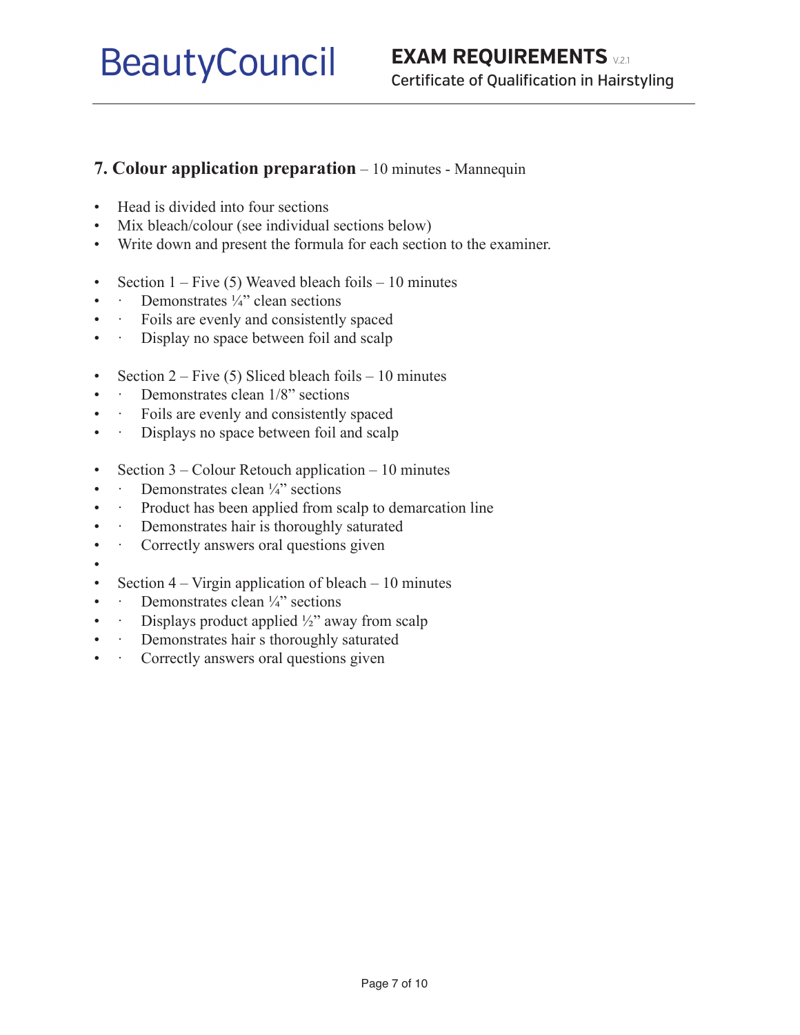## 7. Colour application preparation – 10 minutes - Mannequin

- Head is divided into four sections
- Mix bleach/colour (see individual sections below)
- Write down and present the formula for each section to the examiner.

- Section 1 – Five (5) Weaved bleach foils – 10 minutes
  - Demonstrates ¼” clean sections
  - Foils are evenly and consistently spaced
  - Display no space between foil and scalp

- Section 2 – Five (5) Sliced bleach foils – 10 minutes
  - Demonstrates clean 1/8” sections
  - Foils are evenly and consistently spaced
  - Displays no space between foil and scalp

- Section 3 – Colour Retouch application – 10 minutes
  - Demonstrates clean ¼” sections
  - Product has been applied from scalp to demarcation line
  - Demonstrates hair is thoroughly saturated
  - Correctly answers oral questions given

- Section 4 – Virgin application of bleach – 10 minutes
  - Demonstrates clean ¼” sections
  - Displays product applied ½” away from scalp
  - Demonstrates hair s thoroughly saturated
  - Correctly answers oral questions given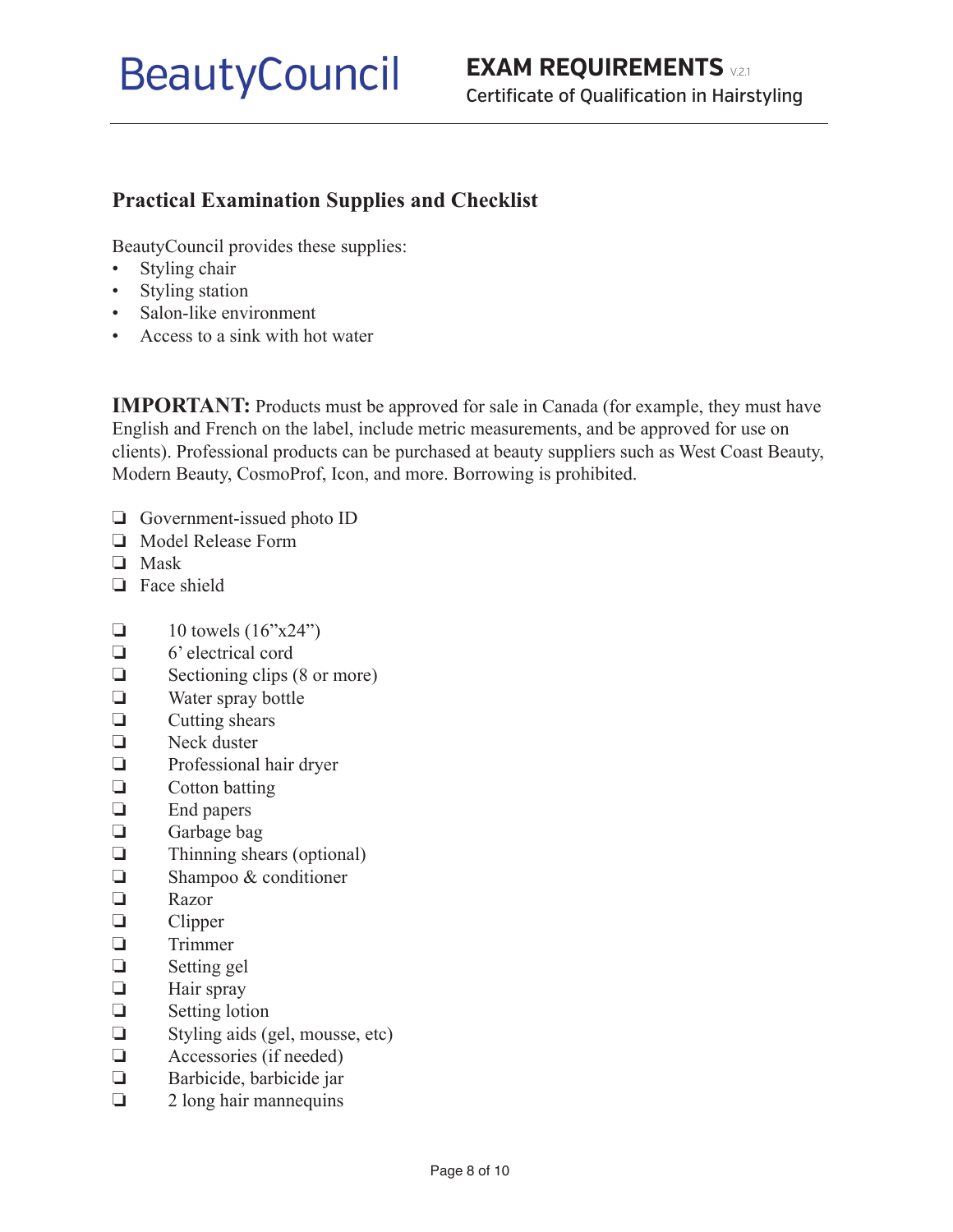## Practical Examination Supplies and Checklist

BeautyCouncil provides these supplies:

- Styling chair
- Styling station
- Salon-like environment
- Access to a sink with hot water

**IMPORTANT:** Products must be approved for sale in Canada (for example, they must have English and French on the label, include metric measurements, and be approved for use on clients). Professional products can be purchased at beauty suppliers such as West Coast Beauty, Modern Beauty, CosmoProf, Icon, and more. Borrowing is prohibited.

- ❑ Government-issued photo ID
- ❑ Model Release Form
- ❑ Mask
- ❑ Face shield

- ❑ 10 towels (16"x24")
- ❑ 6' electrical cord
- ❑ Sectioning clips (8 or more)
- ❑ Water spray bottle
- ❑ Cutting shears
- ❑ Neck duster
- ❑ Professional hair dryer
- ❑ Cotton batting
- ❑ End papers
- ❑ Garbage bag
- ❑ Thinning shears (optional)
- ❑ Shampoo & conditioner
- ❑ Razor
- ❑ Clipper
- ❑ Trimmer
- ❑ Setting gel
- ❑ Hair spray
- ❑ Setting lotion
- ❑ Styling aids (gel, mousse, etc)
- ❑ Accessories (if needed)
- ❑ Barbicide, barbicide jar
- ❑ 2 long hair mannequins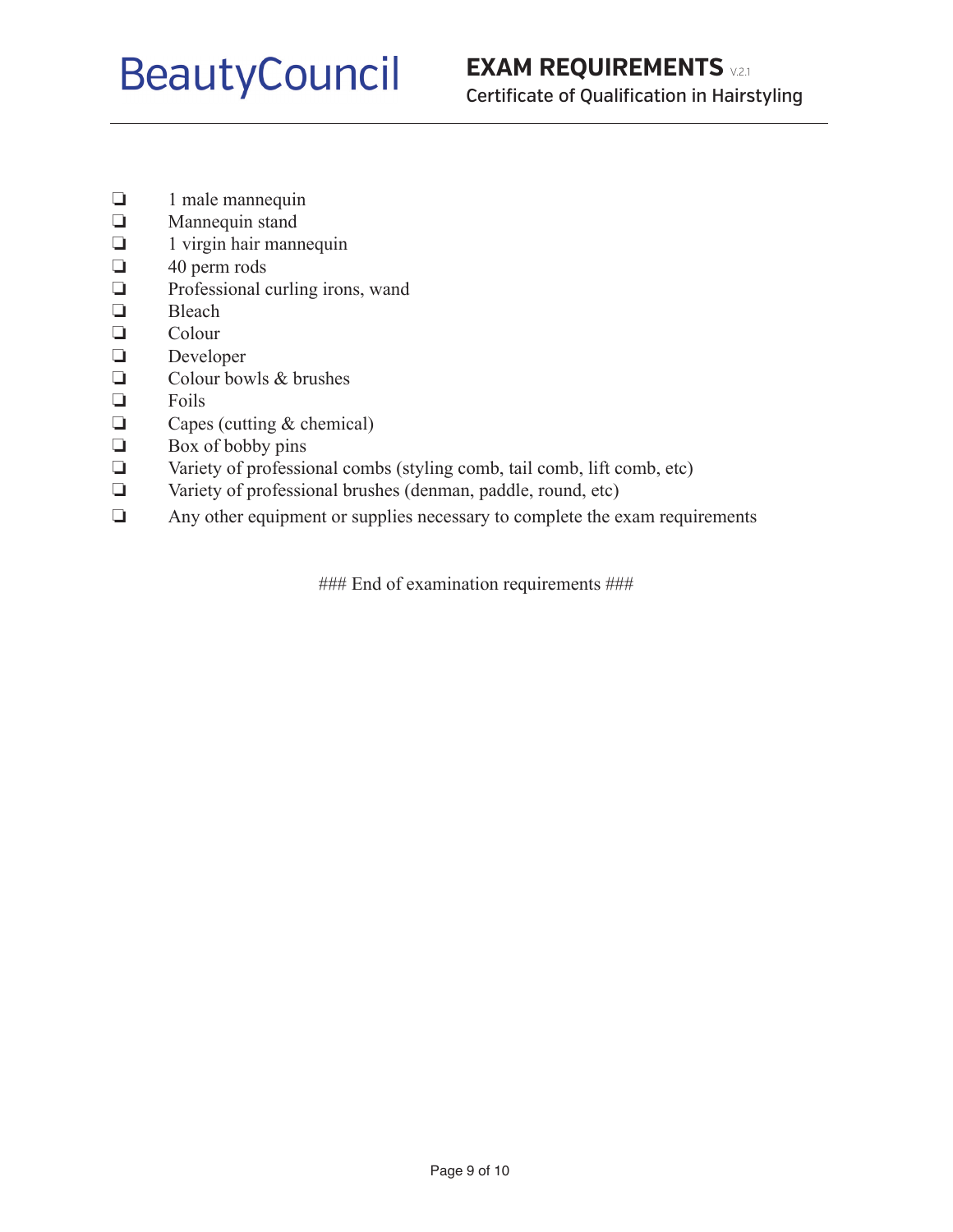- ❏ 1 male mannequin
- ❏ Mannequin stand
- ❏ 1 virgin hair mannequin
- ❏ 40 perm rods
- ❏ Professional curling irons, wand
- ❏ Bleach
- ❏ Colour
- ❏ Developer
- ❏ Colour bowls & brushes
- ❏ Foils
- ❏ Capes (cutting & chemical)
- ❏ Box of bobby pins
- ❏ Variety of professional combs (styling comb, tail comb, lift comb, etc)
- ❏ Variety of professional brushes (denman, paddle, round, etc)
- ❏ Any other equipment or supplies necessary to complete the exam requirements

### End of examination requirements ###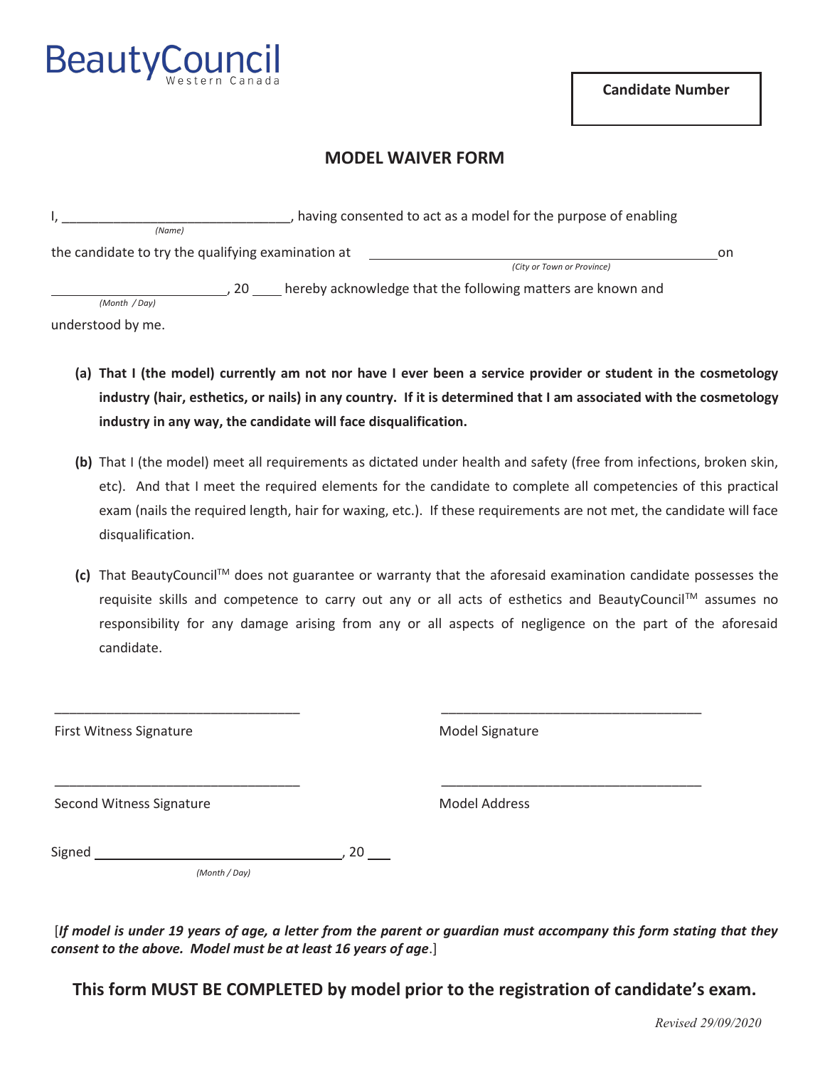BeautyCouncil
Western Canada

**Candidate Number**

## MODEL WAIVER FORM

I, _______________________________, having consented to act as a model for the purpose of enabling
(Name)

the candidate to try the qualifying examination at _______________________________________________ on
(City or Town or Province)

________________________, 20 ____ hereby acknowledge that the following matters are known and
(Month / Day)

understood by me.

**(a) That I (the model) currently am not nor have I ever been a service provider or student in the cosmetology industry (hair, esthetics, or nails) in any country. If it is determined that I am associated with the cosmetology industry in any way, the candidate will face disqualification.**

**(b)** That I (the model) meet all requirements as dictated under health and safety (free from infections, broken skin, etc). And that I meet the required elements for the candidate to complete all competencies of this practical exam (nails the required length, hair for waxing, etc.). If these requirements are not met, the candidate will face disqualification.

**(c)** That BeautyCouncil™ does not guarantee or warranty that the aforesaid examination candidate possesses the requisite skills and competence to carry out any or all acts of esthetics and BeautyCouncil™ assumes no responsibility for any damage arising from any or all aspects of negligence on the part of the aforesaid candidate.

_________________________________ &nbsp;&nbsp;&nbsp;&nbsp;&nbsp;&nbsp;&nbsp;&nbsp; _________________________________
First Witness Signature &nbsp;&nbsp;&nbsp;&nbsp;&nbsp;&nbsp;&nbsp;&nbsp; Model Signature

_________________________________ &nbsp;&nbsp;&nbsp;&nbsp;&nbsp;&nbsp;&nbsp;&nbsp; _________________________________
Second Witness Signature &nbsp;&nbsp;&nbsp;&nbsp;&nbsp;&nbsp;&nbsp;&nbsp; Model Address

Signed _________________________________, 20 ___
(Month / Day)

[***If model is under 19 years of age, a letter from the parent or guardian must accompany this form stating that they consent to the above. Model must be at least 16 years of age***.]

**This form MUST BE COMPLETED by model prior to the registration of candidate's exam.**

*Revised 29/09/2020*